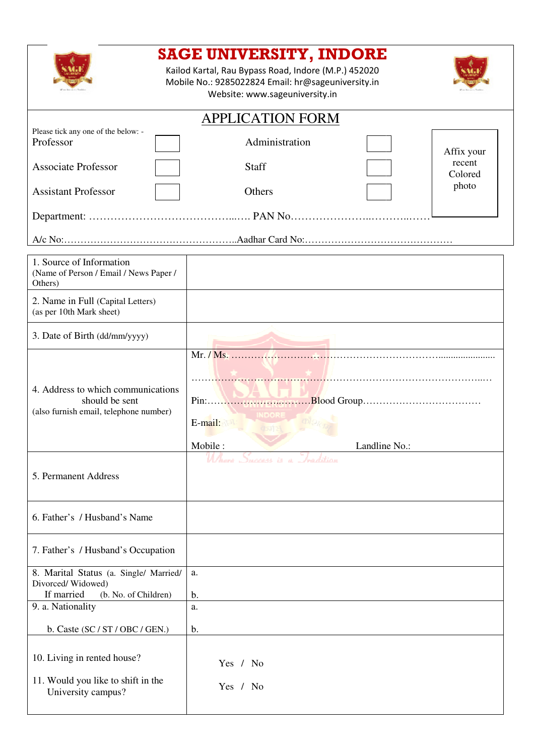# SAGE UNIVERSITY, INDORE

Kailod Kartal, Rau Bypass Road, Indore (M.P.) 452020
Mobile No.: 9285022824 Email: hr@sageuniversity.in
Website: www.sageuniversity.in

## APPLICATION FORM

Please tick any one of the below: -

| | | | | |
|---|---|---|---|---|
| Professor | ☐ | Administration | ☐ | Affix your recent Colored photo |
| Associate Professor | ☐ | Staff | ☐ | |
| Assistant Professor | ☐ | Others | ☐ | |

Department: ……………………………………...…. PAN No…………………...………..……

A/c No:……………………………………………..Aadhar Card No:………………………………………

| | |
|---|---|
| 1. Source of Information (Name of Person / Email / News Paper / Others) | |
| 2. Name in Full (Capital Letters) (as per 10th Mark sheet) | |
| 3. Date of Birth (dd/mm/yyyy) | |
| 4. Address to which communications should be sent (also furnish email, telephone number) | Mr. / Ms. …………………………………………………………………..................... <br> ………………………………………………………………………………………..… <br> Pin:……………………….Blood Group……………………………… <br> E-mail: <br> Mobile : Landline No.: |
| 5. Permanent Address | |
| 6. Father's / Husband's Name | |
| 7. Father's / Husband's Occupation | |
| 8. Marital Status (a. Single/ Married/ Divorced/ Widowed) If married (b. No. of Children) | a. <br> b. |
| 9. a. Nationality <br> b. Caste (SC / ST / OBC / GEN.) | a. <br> b. |
| 10. Living in rented house? <br> 11. Would you like to shift in the University campus? | Yes / No <br> Yes / No |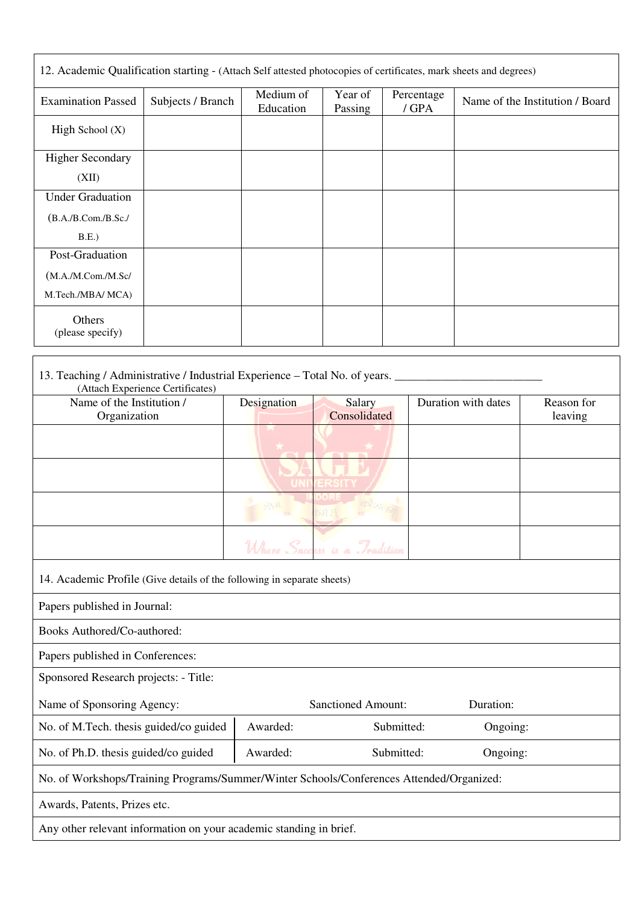12. Academic Qualification starting - (Attach Self attested photocopies of certificates, mark sheets and degrees)

| Examination Passed | Subjects / Branch | Medium of Education | Year of Passing | Percentage / GPA | Name of the Institution / Board |
|---|---|---|---|---|---|
| High School (X) | | | | | |
| Higher Secondary (XII) | | | | | |
| Under Graduation (B.A./B.Com./B.Sc./ B.E.) | | | | | |
| Post-Graduation (M.A./M.Com./M.Sc/ M.Tech./MBA/ MCA) | | | | | |
| Others (please specify) | | | | | |

13. Teaching / Administrative / Industrial Experience – Total No. of years. _________________________
(Attach Experience Certificates)

| Name of the Institution / Organization | Designation | Salary Consolidated | Duration with dates | Reason for leaving |
|---|---|---|---|---|
| | | | | |
| | | | | |
| | | | | |
| | | | | |

14. Academic Profile (Give details of the following in separate sheets)

Papers published in Journal:

Books Authored/Co-authored:

Papers published in Conferences:

Sponsored Research projects: - Title:

Name of Sponsoring Agency: Sanctioned Amount: Duration:

| | | | |
|---|---|---|---|
| No. of M.Tech. thesis guided/co guided | Awarded: | Submitted: | Ongoing: |
| No. of Ph.D. thesis guided/co guided | Awarded: | Submitted: | Ongoing: |

No. of Workshops/Training Programs/Summer/Winter Schools/Conferences Attended/Organized:

Awards, Patents, Prizes etc.

Any other relevant information on your academic standing in brief.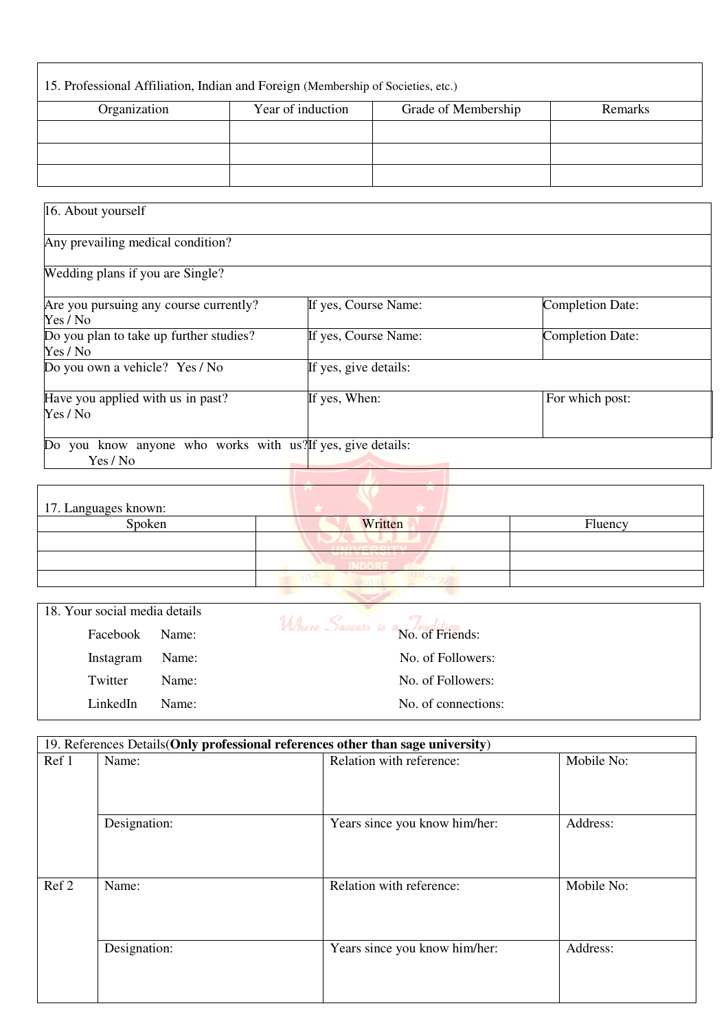15. Professional Affiliation, Indian and Foreign (Membership of Societies, etc.)

| Organization | Year of induction | Grade of Membership | Remarks |
|---|---|---|---|
| | | | |
| | | | |
| | | | |

| 16. About yourself | | |
|---|---|---|
| Any prevailing medical condition? | | |
| Wedding plans if you are Single? | | |
| Are you pursuing any course currently? Yes / No | If yes, Course Name: | Completion Date: |
| Do you plan to take up further studies? Yes / No | If yes, Course Name: | Completion Date: |
| Do you own a vehicle? Yes / No | If yes, give details: | |
| Have you applied with us in past? Yes / No | If yes, When: | For which post: |
| Do you know anyone who works with us? Yes / No | If yes, give details: | |

17. Languages known:

| Spoken | Written | Fluency |
|---|---|---|
| | | |
| | | |
| | | |

18. Your social media details

| | | |
|---|---|---|
| Facebook | Name: | No. of Friends: |
| Instagram | Name: | No. of Followers: |
| Twitter | Name: | No. of Followers: |
| LinkedIn | Name: | No. of connections: |

19. References Details(**Only professional references other than sage university**)

| | | | |
|---|---|---|---|
| Ref 1 | Name: | Relation with reference: | Mobile No: |
| | Designation: | Years since you know him/her: | Address: |
| Ref 2 | Name: | Relation with reference: | Mobile No: |
| | Designation: | Years since you know him/her: | Address: |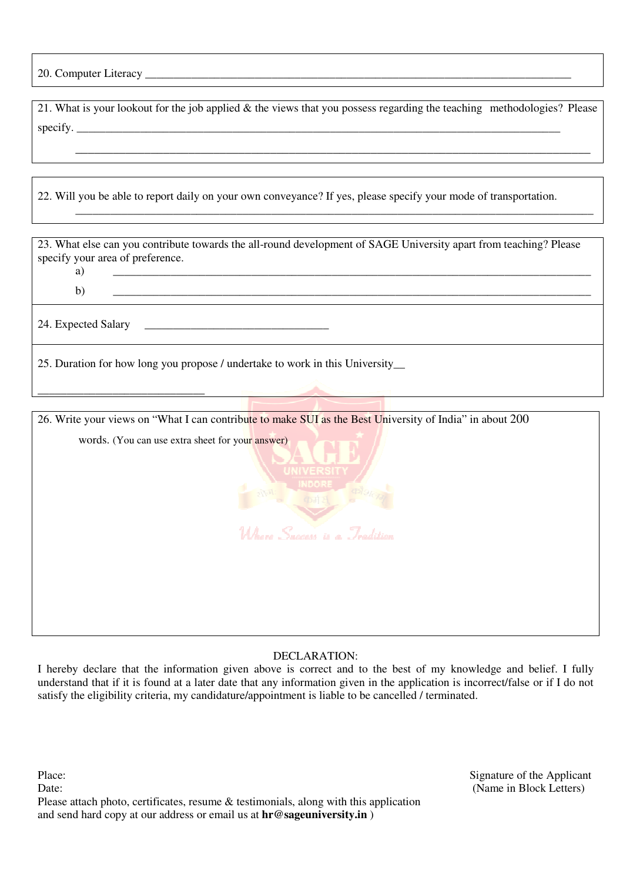20. Computer Literacy ___________________________________________________________________________

21. What is your lookout for the job applied & the views that you possess regarding the teaching methodologies? Please specify. ___________________________________________________________________________

___________________________________________________________________________

22. Will you be able to report daily on your own conveyance? If yes, please specify your mode of transportation.

___________________________________________________________________________

23. What else can you contribute towards the all-round development of SAGE University apart from teaching? Please specify your area of preference.

a) ___________________________________________________________________________

b) ___________________________________________________________________________

24. Expected Salary _________________________________

25. Duration for how long you propose / undertake to work in this University__

_____________________________

26. Write your views on "What I can contribute to make SUI as the Best University of India" in about 200 words. (You can use extra sheet for your answer)

DECLARATION:

I hereby declare that the information given above is correct and to the best of my knowledge and belief. I fully understand that if it is found at a later date that any information given in the application is incorrect/false or if I do not satisfy the eligibility criteria, my candidature/appointment is liable to be cancelled / terminated.

Place:

Date:

Signature of the Applicant

(Name in Block Letters)

Please attach photo, certificates, resume & testimonials, along with this application and send hard copy at our address or email us at **hr@sageuniversity.in** )